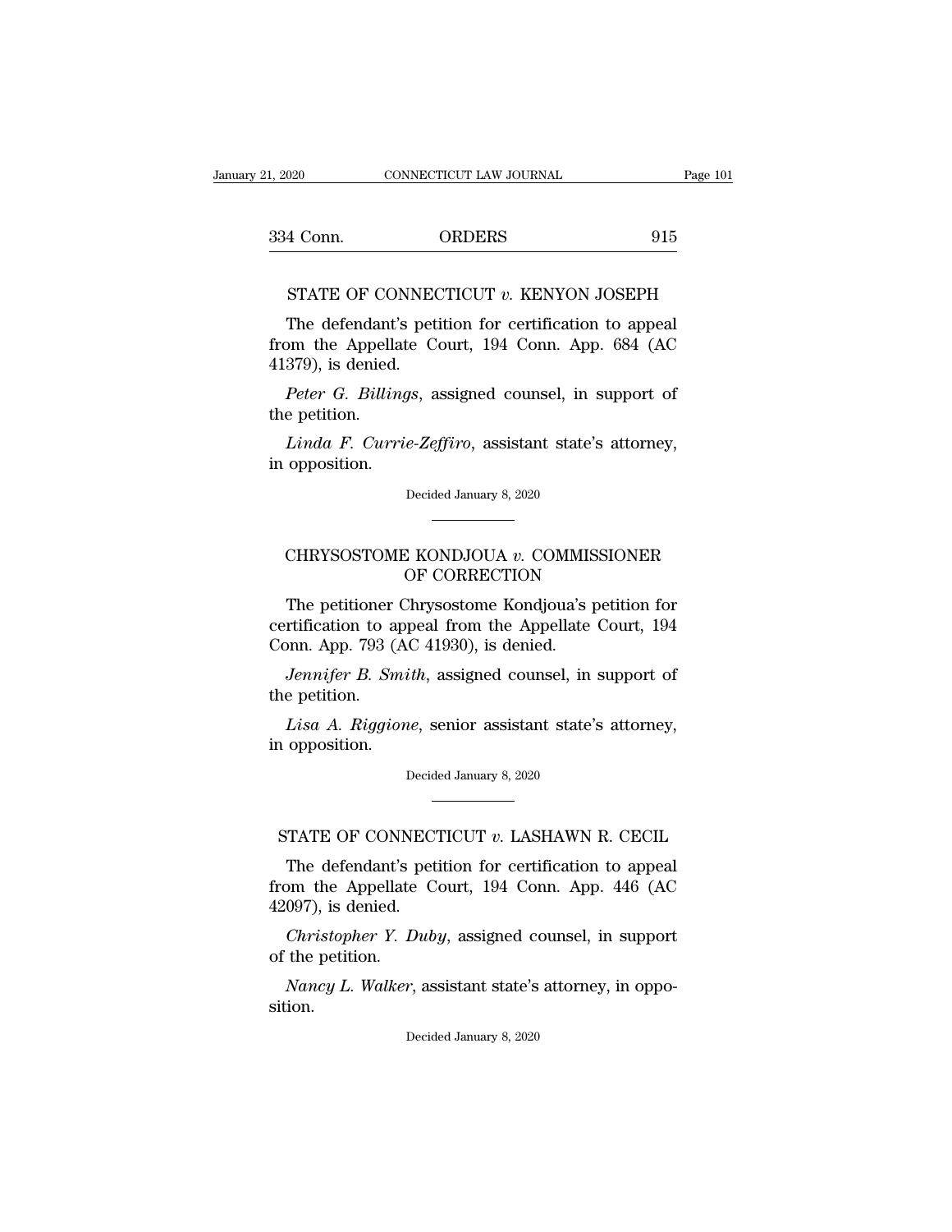STATE OF CONNECTICUT *v.* KENYON JOSEPH

The defendant's petition for certification to appeal from the Appellate Court, 194 Conn. App. 684 (AC 41379), is denied.

*Peter G. Billings*, assigned counsel, in support of the petition.

*Linda F. Currie-Zeffiro*, assistant state's attorney, in opposition.

Decided January 8, 2020

---

CHRYSOSTOME KONDJOUA *v.* COMMISSIONER OF CORRECTION

The petitioner Chrysostome Kondjoua's petition for certification to appeal from the Appellate Court, 194 Conn. App. 793 (AC 41930), is denied.

*Jennifer B. Smith*, assigned counsel, in support of the petition.

*Lisa A. Riggione*, senior assistant state's attorney, in opposition.

Decided January 8, 2020

---

STATE OF CONNECTICUT *v.* LASHAWN R. CECIL

The defendant's petition for certification to appeal from the Appellate Court, 194 Conn. App. 446 (AC 42097), is denied.

*Christopher Y. Duby*, assigned counsel, in support of the petition.

*Nancy L. Walker*, assistant state's attorney, in opposition.

Decided January 8, 2020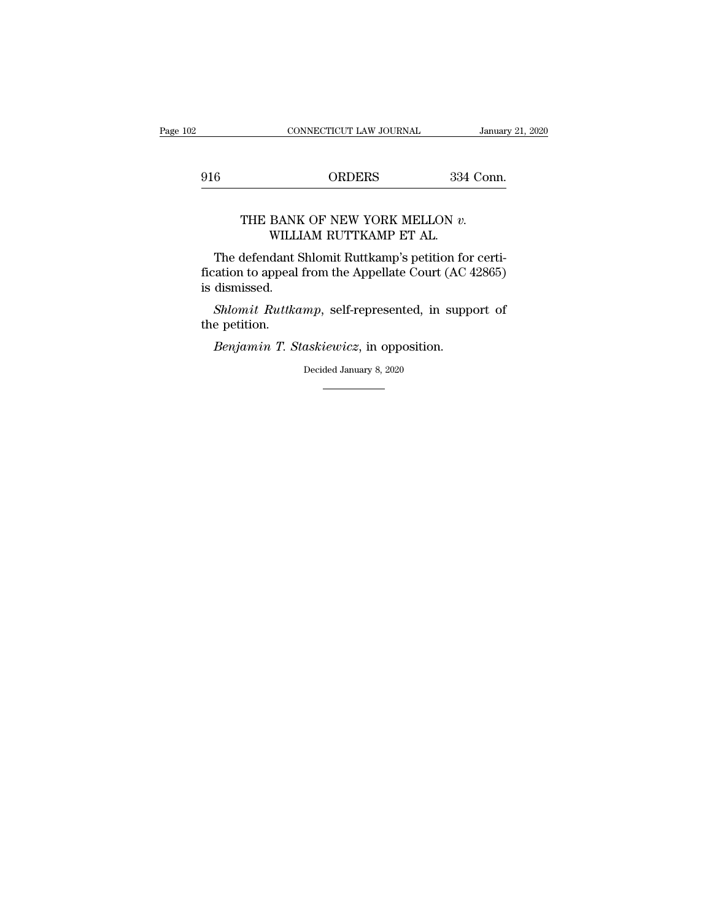## THE BANK OF NEW YORK MELLON *v.* WILLIAM RUTTKAMP ET AL.

The defendant Shlomit Ruttkamp's petition for certification to appeal from the Appellate Court (AC 42865) is dismissed.

*Shlomit Ruttkamp*, self-represented, in support of the petition.

*Benjamin T. Staskiewicz*, in opposition.

Decided January 8, 2020